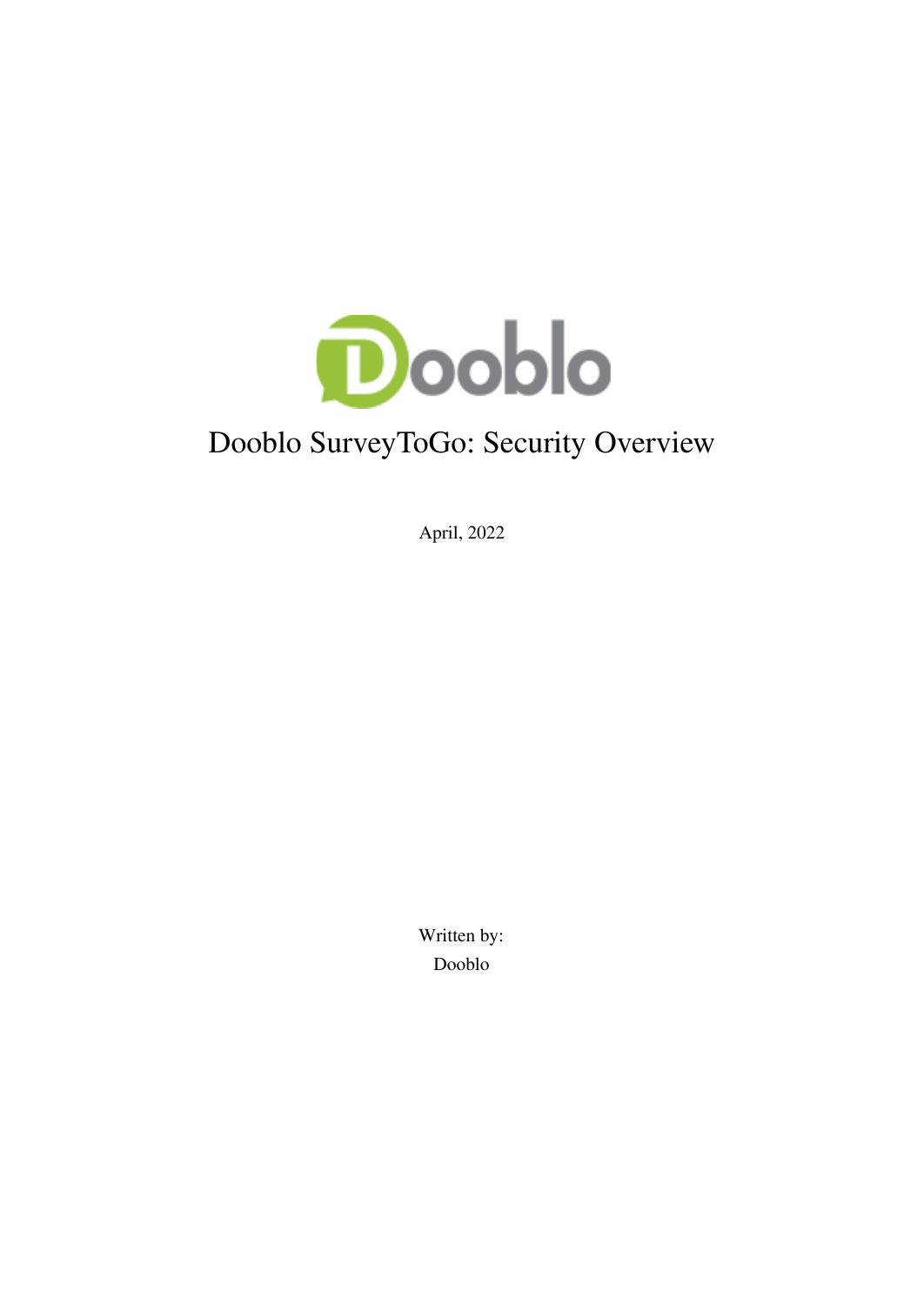# Dooblo SurveyToGo: Security Overview

April, 2022

Written by:
Dooblo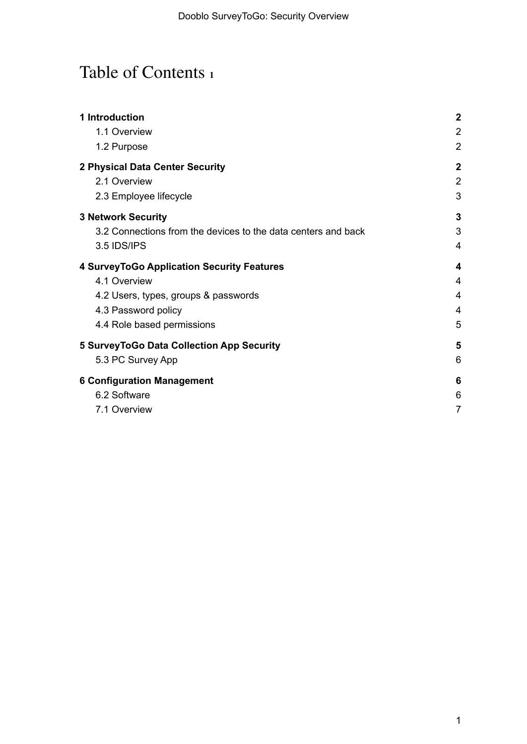# Table of Contents 1

| | |
|---|---|
| **1 Introduction** | **2** |
| 1.1 Overview | 2 |
| 1.2 Purpose | 2 |
| **2 Physical Data Center Security** | **2** |
| 2.1 Overview | 2 |
| 2.3 Employee lifecycle | 3 |
| **3 Network Security** | **3** |
| 3.2 Connections from the devices to the data centers and back | 3 |
| 3.5 IDS/IPS | 4 |
| **4 SurveyToGo Application Security Features** | **4** |
| 4.1 Overview | 4 |
| 4.2 Users, types, groups & passwords | 4 |
| 4.3 Password policy | 4 |
| 4.4 Role based permissions | 5 |
| **5 SurveyToGo Data Collection App Security** | **5** |
| 5.3 PC Survey App | 6 |
| **6 Configuration Management** | **6** |
| 6.2 Software | 6 |
| 7.1 Overview | 7 |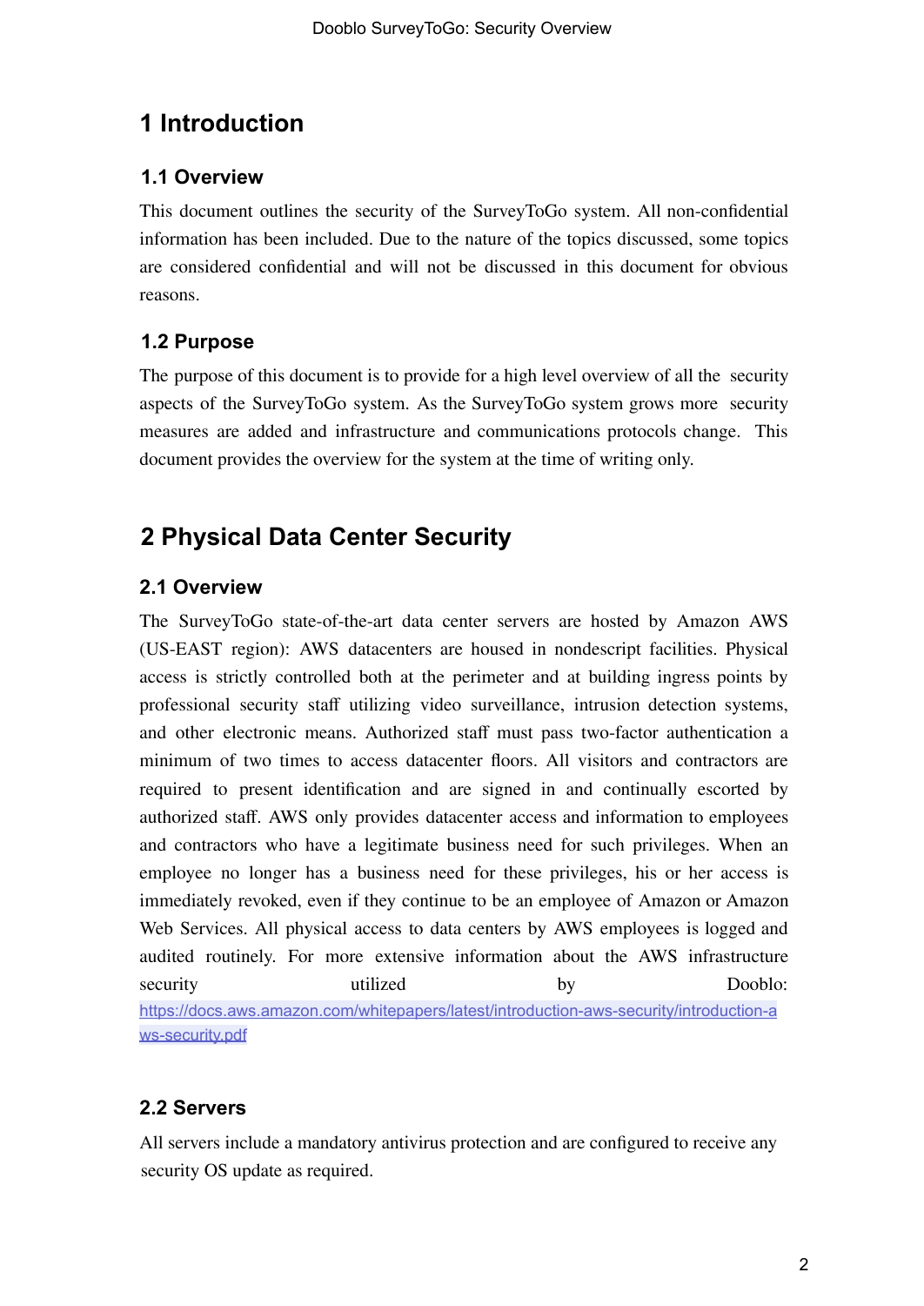# 1 Introduction

## 1.1 Overview

This document outlines the security of the SurveyToGo system. All non-confidential information has been included. Due to the nature of the topics discussed, some topics are considered confidential and will not be discussed in this document for obvious reasons.

## 1.2 Purpose

The purpose of this document is to provide for a high level overview of all the security aspects of the SurveyToGo system. As the SurveyToGo system grows more security measures are added and infrastructure and communications protocols change. This document provides the overview for the system at the time of writing only.

# 2 Physical Data Center Security

## 2.1 Overview

The SurveyToGo state-of-the-art data center servers are hosted by Amazon AWS (US-EAST region): AWS datacenters are housed in nondescript facilities. Physical access is strictly controlled both at the perimeter and at building ingress points by professional security staff utilizing video surveillance, intrusion detection systems, and other electronic means. Authorized staff must pass two-factor authentication a minimum of two times to access datacenter floors. All visitors and contractors are required to present identification and are signed in and continually escorted by authorized staff. AWS only provides datacenter access and information to employees and contractors who have a legitimate business need for such privileges. When an employee no longer has a business need for these privileges, his or her access is immediately revoked, even if they continue to be an employee of Amazon or Amazon Web Services. All physical access to data centers by AWS employees is logged and audited routinely. For more extensive information about the AWS infrastructure security utilized by Dooblo: https://docs.aws.amazon.com/whitepapers/latest/introduction-aws-security/introduction-aws-security.pdf

## 2.2 Servers

All servers include a mandatory antivirus protection and are configured to receive any security OS update as required.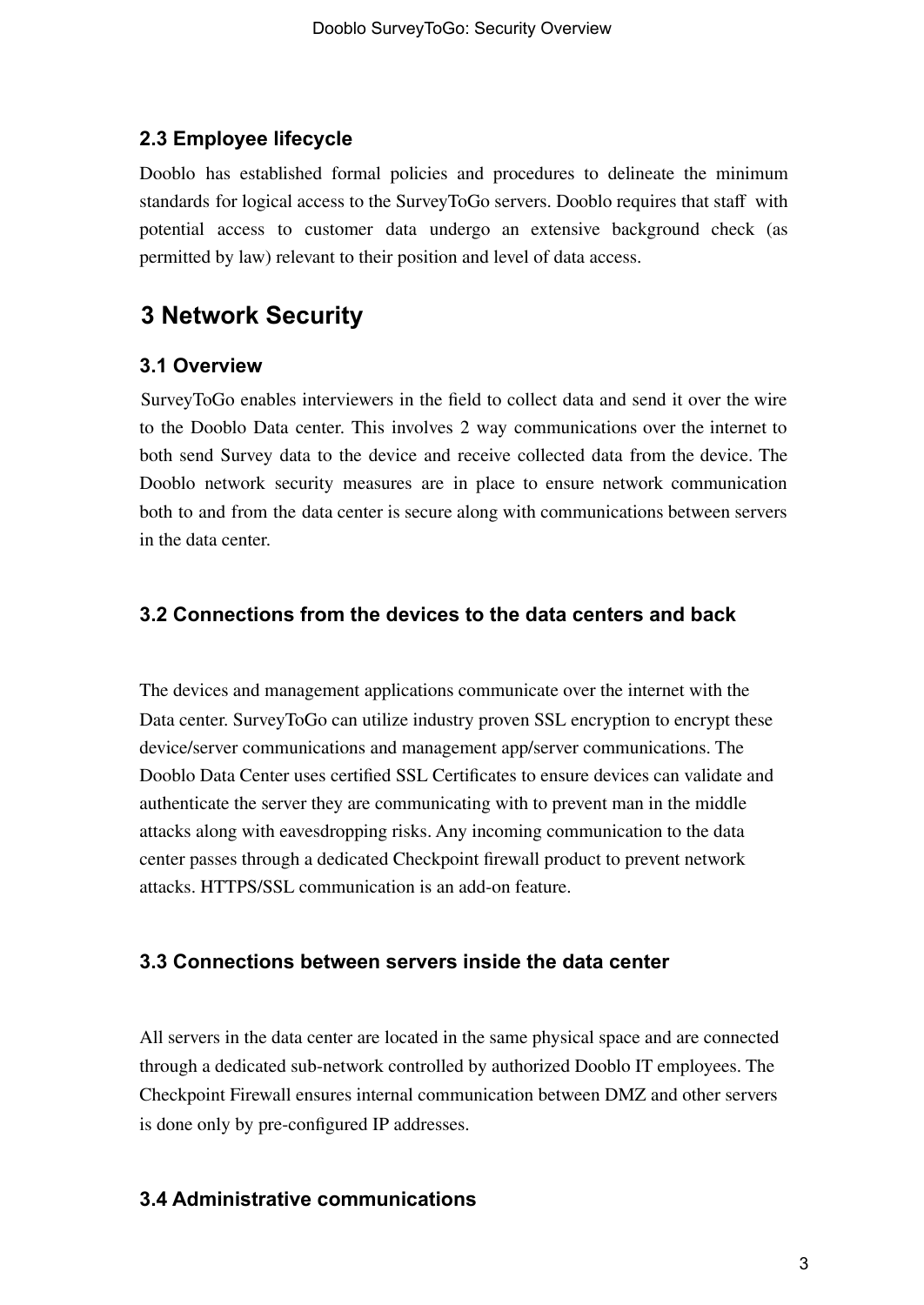### 2.3 Employee lifecycle

Dooblo has established formal policies and procedures to delineate the minimum standards for logical access to the SurveyToGo servers. Dooblo requires that staff with potential access to customer data undergo an extensive background check (as permitted by law) relevant to their position and level of data access.

## 3 Network Security

### 3.1 Overview

SurveyToGo enables interviewers in the field to collect data and send it over the wire to the Dooblo Data center. This involves 2 way communications over the internet to both send Survey data to the device and receive collected data from the device. The Dooblo network security measures are in place to ensure network communication both to and from the data center is secure along with communications between servers in the data center.

### 3.2 Connections from the devices to the data centers and back

The devices and management applications communicate over the internet with the Data center. SurveyToGo can utilize industry proven SSL encryption to encrypt these device/server communications and management app/server communications. The Dooblo Data Center uses certified SSL Certificates to ensure devices can validate and authenticate the server they are communicating with to prevent man in the middle attacks along with eavesdropping risks. Any incoming communication to the data center passes through a dedicated Checkpoint firewall product to prevent network attacks. HTTPS/SSL communication is an add-on feature.

### 3.3 Connections between servers inside the data center

All servers in the data center are located in the same physical space and are connected through a dedicated sub-network controlled by authorized Dooblo IT employees. The Checkpoint Firewall ensures internal communication between DMZ and other servers is done only by pre-configured IP addresses.

### 3.4 Administrative communications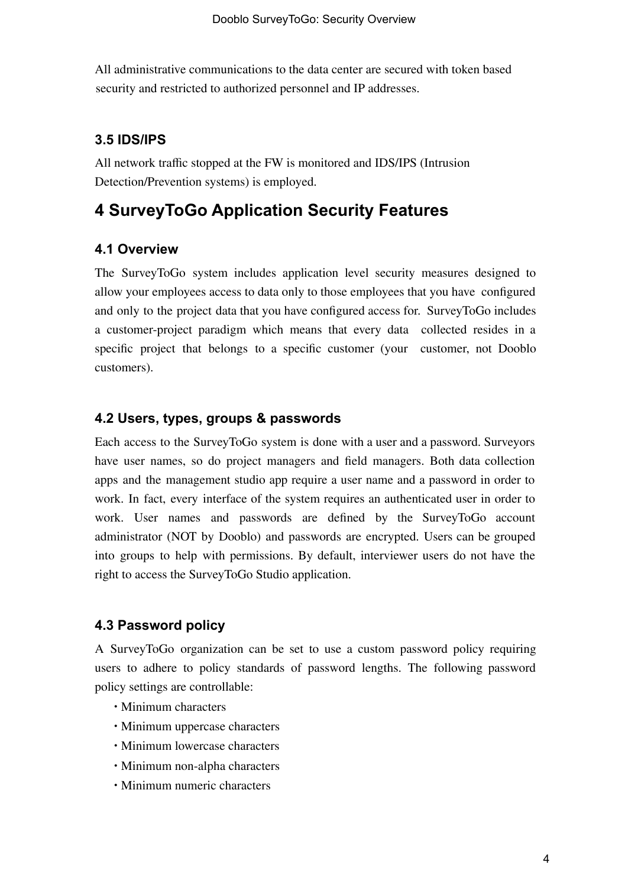All administrative communications to the data center are secured with token based security and restricted to authorized personnel and IP addresses.

### 3.5 IDS/IPS

All network traffic stopped at the FW is monitored and IDS/IPS (Intrusion Detection/Prevention systems) is employed.

## 4 SurveyToGo Application Security Features

### 4.1 Overview

The SurveyToGo system includes application level security measures designed to allow your employees access to data only to those employees that you have configured and only to the project data that you have configured access for. SurveyToGo includes a customer-project paradigm which means that every data collected resides in a specific project that belongs to a specific customer (your customer, not Dooblo customers).

### 4.2 Users, types, groups & passwords

Each access to the SurveyToGo system is done with a user and a password. Surveyors have user names, so do project managers and field managers. Both data collection apps and the management studio app require a user name and a password in order to work. In fact, every interface of the system requires an authenticated user in order to work. User names and passwords are defined by the SurveyToGo account administrator (NOT by Dooblo) and passwords are encrypted. Users can be grouped into groups to help with permissions. By default, interviewer users do not have the right to access the SurveyToGo Studio application.

### 4.3 Password policy

A SurveyToGo organization can be set to use a custom password policy requiring users to adhere to policy standards of password lengths. The following password policy settings are controllable:

- Minimum characters
- Minimum uppercase characters
- Minimum lowercase characters
- Minimum non-alpha characters
- Minimum numeric characters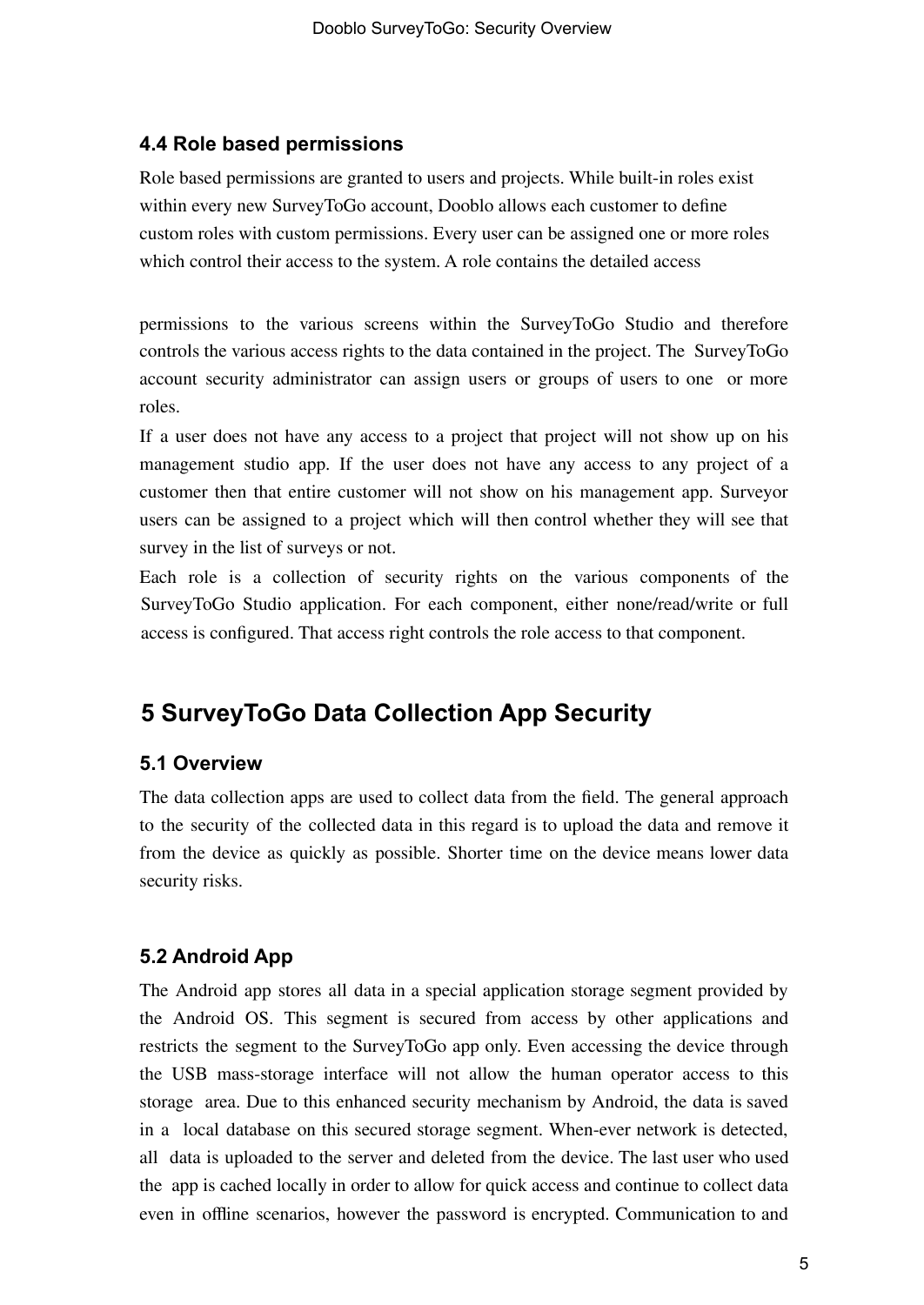### 4.4 Role based permissions

Role based permissions are granted to users and projects. While built-in roles exist within every new SurveyToGo account, Dooblo allows each customer to define custom roles with custom permissions. Every user can be assigned one or more roles which control their access to the system. A role contains the detailed access

permissions to the various screens within the SurveyToGo Studio and therefore controls the various access rights to the data contained in the project. The SurveyToGo account security administrator can assign users or groups of users to one or more roles.

If a user does not have any access to a project that project will not show up on his management studio app. If the user does not have any access to any project of a customer then that entire customer will not show on his management app. Surveyor users can be assigned to a project which will then control whether they will see that survey in the list of surveys or not.

Each role is a collection of security rights on the various components of the SurveyToGo Studio application. For each component, either none/read/write or full access is configured. That access right controls the role access to that component.

## 5 SurveyToGo Data Collection App Security

### 5.1 Overview

The data collection apps are used to collect data from the field. The general approach to the security of the collected data in this regard is to upload the data and remove it from the device as quickly as possible. Shorter time on the device means lower data security risks.

### 5.2 Android App

The Android app stores all data in a special application storage segment provided by the Android OS. This segment is secured from access by other applications and restricts the segment to the SurveyToGo app only. Even accessing the device through the USB mass-storage interface will not allow the human operator access to this storage area. Due to this enhanced security mechanism by Android, the data is saved in a local database on this secured storage segment. When-ever network is detected, all data is uploaded to the server and deleted from the device. The last user who used the app is cached locally in order to allow for quick access and continue to collect data even in offline scenarios, however the password is encrypted. Communication to and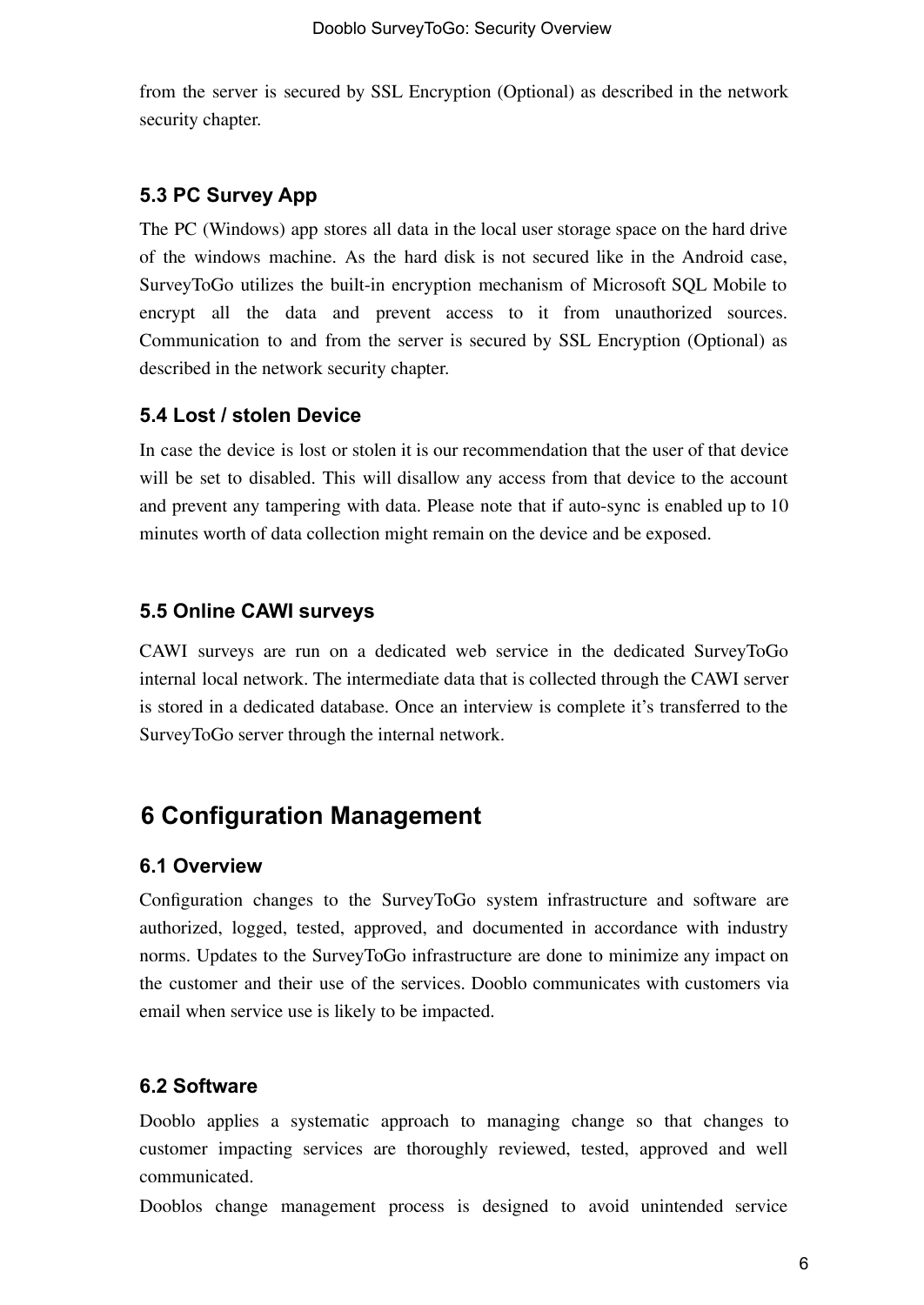from the server is secured by SSL Encryption (Optional) as described in the network security chapter.

### 5.3 PC Survey App

The PC (Windows) app stores all data in the local user storage space on the hard drive of the windows machine. As the hard disk is not secured like in the Android case, SurveyToGo utilizes the built-in encryption mechanism of Microsoft SQL Mobile to encrypt all the data and prevent access to it from unauthorized sources. Communication to and from the server is secured by SSL Encryption (Optional) as described in the network security chapter.

### 5.4 Lost / stolen Device

In case the device is lost or stolen it is our recommendation that the user of that device will be set to disabled. This will disallow any access from that device to the account and prevent any tampering with data. Please note that if auto-sync is enabled up to 10 minutes worth of data collection might remain on the device and be exposed.

### 5.5 Online CAWI surveys

CAWI surveys are run on a dedicated web service in the dedicated SurveyToGo internal local network. The intermediate data that is collected through the CAWI server is stored in a dedicated database. Once an interview is complete it's transferred to the SurveyToGo server through the internal network.

## 6 Configuration Management

### 6.1 Overview

Configuration changes to the SurveyToGo system infrastructure and software are authorized, logged, tested, approved, and documented in accordance with industry norms. Updates to the SurveyToGo infrastructure are done to minimize any impact on the customer and their use of the services. Dooblo communicates with customers via email when service use is likely to be impacted.

### 6.2 Software

Dooblo applies a systematic approach to managing change so that changes to customer impacting services are thoroughly reviewed, tested, approved and well communicated.

Dooblos change management process is designed to avoid unintended service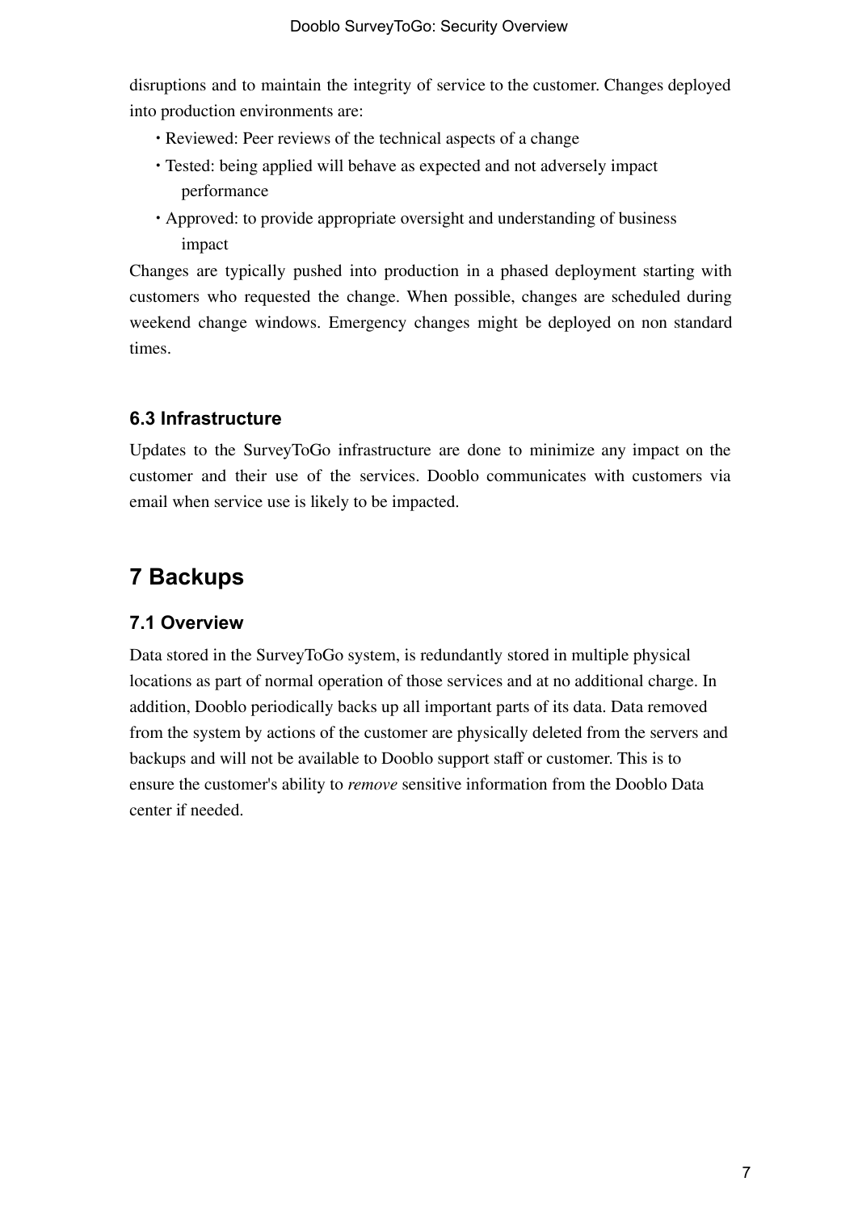disruptions and to maintain the integrity of service to the customer. Changes deployed into production environments are:

- Reviewed: Peer reviews of the technical aspects of a change
- Tested: being applied will behave as expected and not adversely impact performance
- Approved: to provide appropriate oversight and understanding of business impact

Changes are typically pushed into production in a phased deployment starting with customers who requested the change. When possible, changes are scheduled during weekend change windows. Emergency changes might be deployed on non standard times.

### 6.3 Infrastructure

Updates to the SurveyToGo infrastructure are done to minimize any impact on the customer and their use of the services. Dooblo communicates with customers via email when service use is likely to be impacted.

## 7 Backups

### 7.1 Overview

Data stored in the SurveyToGo system, is redundantly stored in multiple physical locations as part of normal operation of those services and at no additional charge. In addition, Dooblo periodically backs up all important parts of its data. Data removed from the system by actions of the customer are physically deleted from the servers and backups and will not be available to Dooblo support staff or customer. This is to ensure the customer's ability to *remove* sensitive information from the Dooblo Data center if needed.